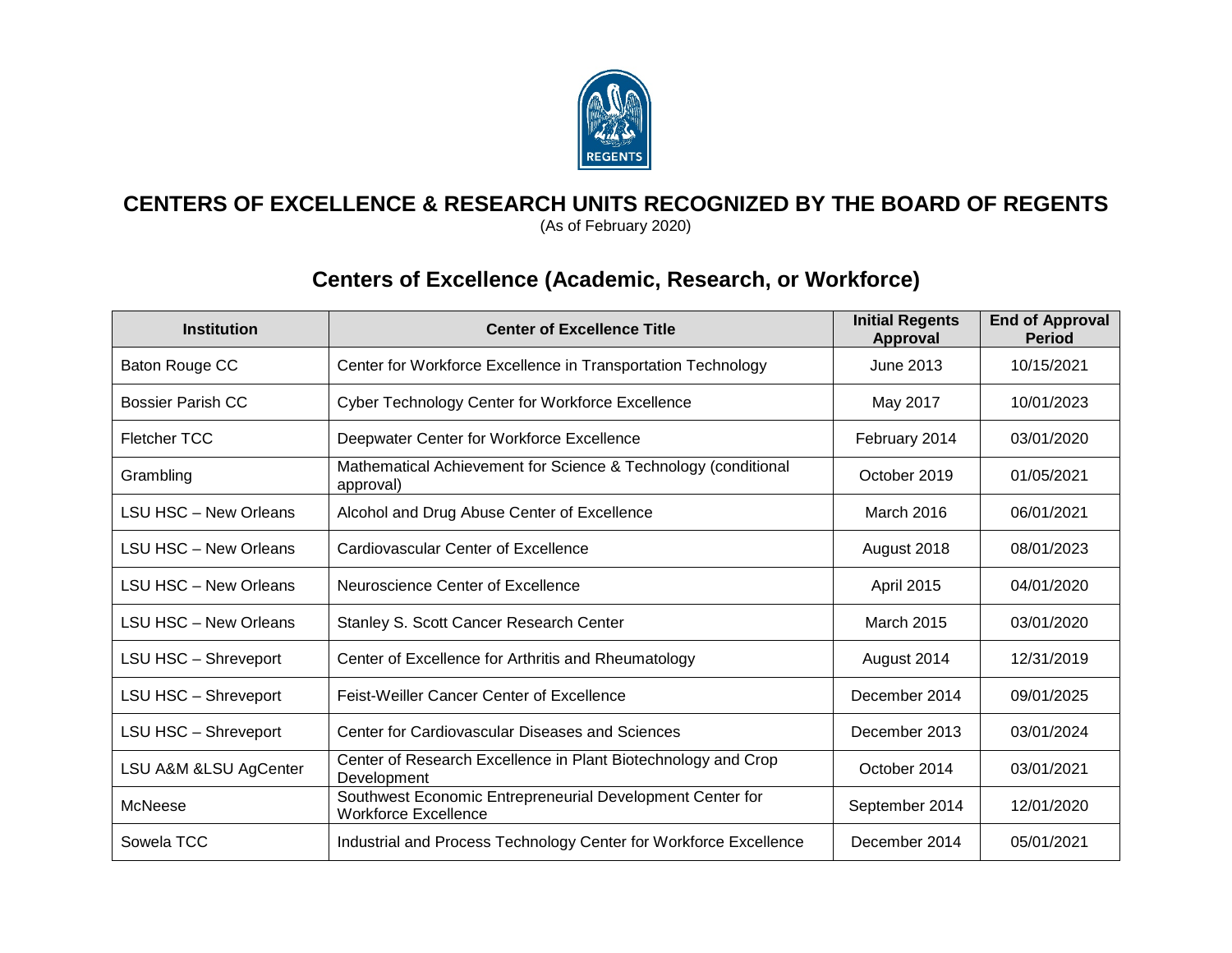# CENTERS OF EXCELLENCE & RESEARCH UNITS RECOGNIZED BY THE BOARD OF REGENTS

(As of February 2020)

## Centers of Excellence (Academic, Research, or Workforce)

| Institution | Center of Excellence Title | Initial Regents Approval | End of Approval Period |
|---|---|---|---|
| Baton Rouge CC | Center for Workforce Excellence in Transportation Technology | June 2013 | 10/15/2021 |
| Bossier Parish CC | Cyber Technology Center for Workforce Excellence | May 2017 | 10/01/2023 |
| Fletcher TCC | Deepwater Center for Workforce Excellence | February 2014 | 03/01/2020 |
| Grambling | Mathematical Achievement for Science & Technology (conditional approval) | October 2019 | 01/05/2021 |
| LSU HSC – New Orleans | Alcohol and Drug Abuse Center of Excellence | March 2016 | 06/01/2021 |
| LSU HSC – New Orleans | Cardiovascular Center of Excellence | August 2018 | 08/01/2023 |
| LSU HSC – New Orleans | Neuroscience Center of Excellence | April 2015 | 04/01/2020 |
| LSU HSC – New Orleans | Stanley S. Scott Cancer Research Center | March 2015 | 03/01/2020 |
| LSU HSC – Shreveport | Center of Excellence for Arthritis and Rheumatology | August 2014 | 12/31/2019 |
| LSU HSC – Shreveport | Feist-Weiller Cancer Center of Excellence | December 2014 | 09/01/2025 |
| LSU HSC – Shreveport | Center for Cardiovascular Diseases and Sciences | December 2013 | 03/01/2024 |
| LSU A&M &LSU AgCenter | Center of Research Excellence in Plant Biotechnology and Crop Development | October 2014 | 03/01/2021 |
| McNeese | Southwest Economic Entrepreneurial Development Center for Workforce Excellence | September 2014 | 12/01/2020 |
| Sowela TCC | Industrial and Process Technology Center for Workforce Excellence | December 2014 | 05/01/2021 |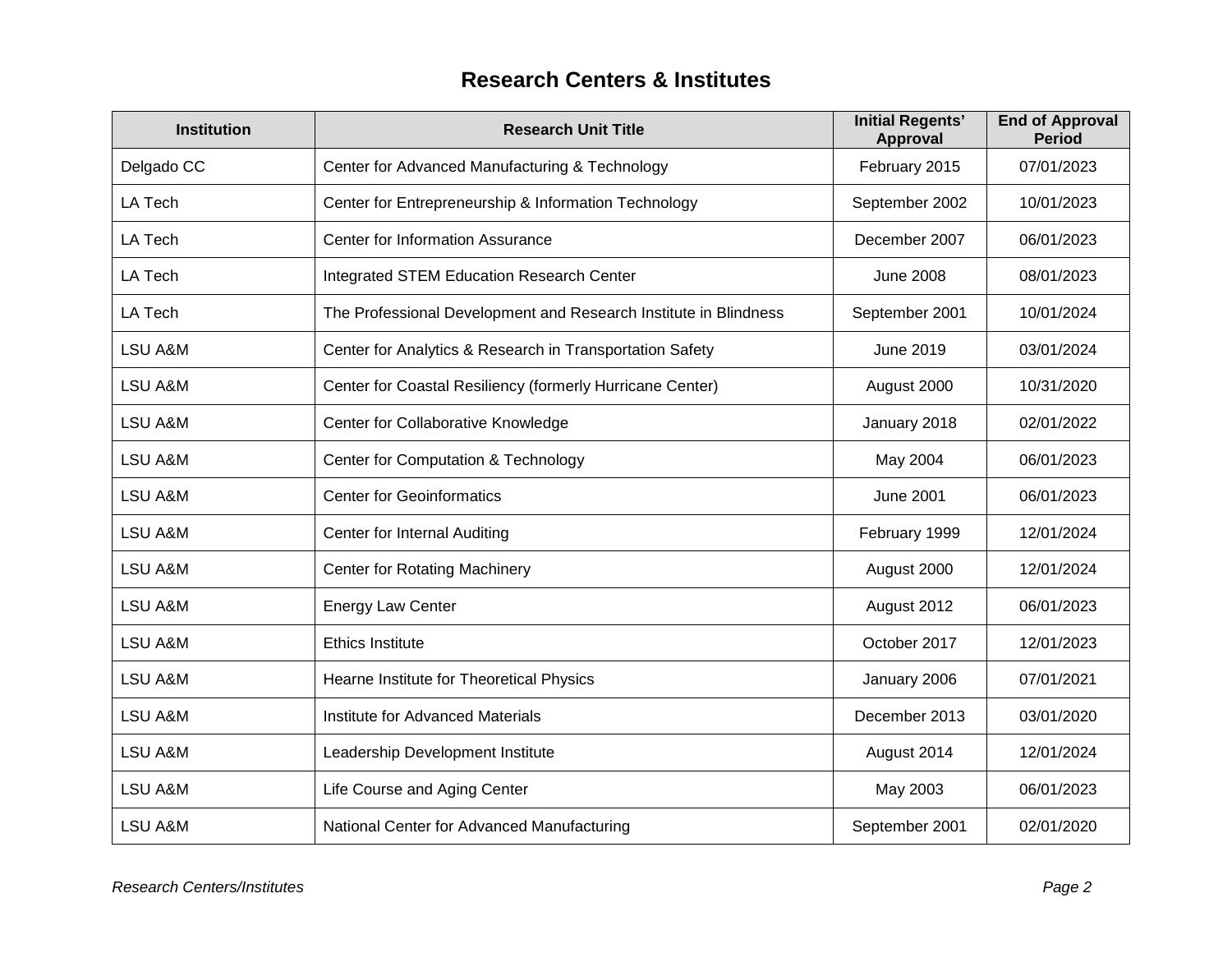# Research Centers & Institutes

| Institution | Research Unit Title | Initial Regents' Approval | End of Approval Period |
|---|---|---|---|
| Delgado CC | Center for Advanced Manufacturing & Technology | February 2015 | 07/01/2023 |
| LA Tech | Center for Entrepreneurship & Information Technology | September 2002 | 10/01/2023 |
| LA Tech | Center for Information Assurance | December 2007 | 06/01/2023 |
| LA Tech | Integrated STEM Education Research Center | June 2008 | 08/01/2023 |
| LA Tech | The Professional Development and Research Institute in Blindness | September 2001 | 10/01/2024 |
| LSU A&M | Center for Analytics & Research in Transportation Safety | June 2019 | 03/01/2024 |
| LSU A&M | Center for Coastal Resiliency (formerly Hurricane Center) | August 2000 | 10/31/2020 |
| LSU A&M | Center for Collaborative Knowledge | January 2018 | 02/01/2022 |
| LSU A&M | Center for Computation & Technology | May 2004 | 06/01/2023 |
| LSU A&M | Center for Geoinformatics | June 2001 | 06/01/2023 |
| LSU A&M | Center for Internal Auditing | February 1999 | 12/01/2024 |
| LSU A&M | Center for Rotating Machinery | August 2000 | 12/01/2024 |
| LSU A&M | Energy Law Center | August 2012 | 06/01/2023 |
| LSU A&M | Ethics Institute | October 2017 | 12/01/2023 |
| LSU A&M | Hearne Institute for Theoretical Physics | January 2006 | 07/01/2021 |
| LSU A&M | Institute for Advanced Materials | December 2013 | 03/01/2020 |
| LSU A&M | Leadership Development Institute | August 2014 | 12/01/2024 |
| LSU A&M | Life Course and Aging Center | May 2003 | 06/01/2023 |
| LSU A&M | National Center for Advanced Manufacturing | September 2001 | 02/01/2020 |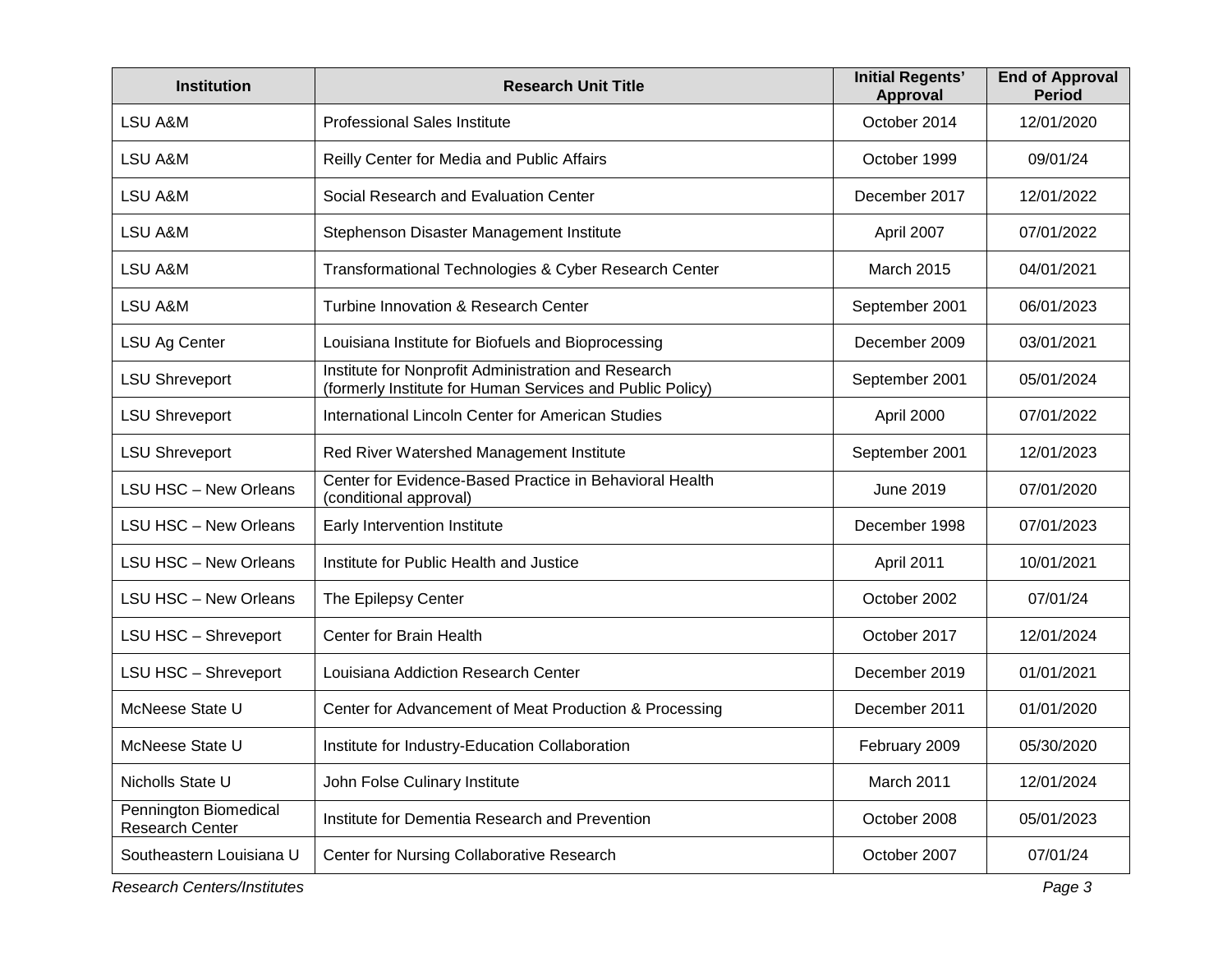| Institution | Research Unit Title | Initial Regents' Approval | End of Approval Period |
|---|---|---|---|
| LSU A&M | Professional Sales Institute | October 2014 | 12/01/2020 |
| LSU A&M | Reilly Center for Media and Public Affairs | October 1999 | 09/01/24 |
| LSU A&M | Social Research and Evaluation Center | December 2017 | 12/01/2022 |
| LSU A&M | Stephenson Disaster Management Institute | April 2007 | 07/01/2022 |
| LSU A&M | Transformational Technologies & Cyber Research Center | March 2015 | 04/01/2021 |
| LSU A&M | Turbine Innovation & Research Center | September 2001 | 06/01/2023 |
| LSU Ag Center | Louisiana Institute for Biofuels and Bioprocessing | December 2009 | 03/01/2021 |
| LSU Shreveport | Institute for Nonprofit Administration and Research (formerly Institute for Human Services and Public Policy) | September 2001 | 05/01/2024 |
| LSU Shreveport | International Lincoln Center for American Studies | April 2000 | 07/01/2022 |
| LSU Shreveport | Red River Watershed Management Institute | September 2001 | 12/01/2023 |
| LSU HSC – New Orleans | Center for Evidence-Based Practice in Behavioral Health (conditional approval) | June 2019 | 07/01/2020 |
| LSU HSC – New Orleans | Early Intervention Institute | December 1998 | 07/01/2023 |
| LSU HSC – New Orleans | Institute for Public Health and Justice | April 2011 | 10/01/2021 |
| LSU HSC – New Orleans | The Epilepsy Center | October 2002 | 07/01/24 |
| LSU HSC – Shreveport | Center for Brain Health | October 2017 | 12/01/2024 |
| LSU HSC – Shreveport | Louisiana Addiction Research Center | December 2019 | 01/01/2021 |
| McNeese State U | Center for Advancement of Meat Production & Processing | December 2011 | 01/01/2020 |
| McNeese State U | Institute for Industry-Education Collaboration | February 2009 | 05/30/2020 |
| Nicholls State U | John Folse Culinary Institute | March 2011 | 12/01/2024 |
| Pennington Biomedical Research Center | Institute for Dementia Research and Prevention | October 2008 | 05/01/2023 |
| Southeastern Louisiana U | Center for Nursing Collaborative Research | October 2007 | 07/01/24 |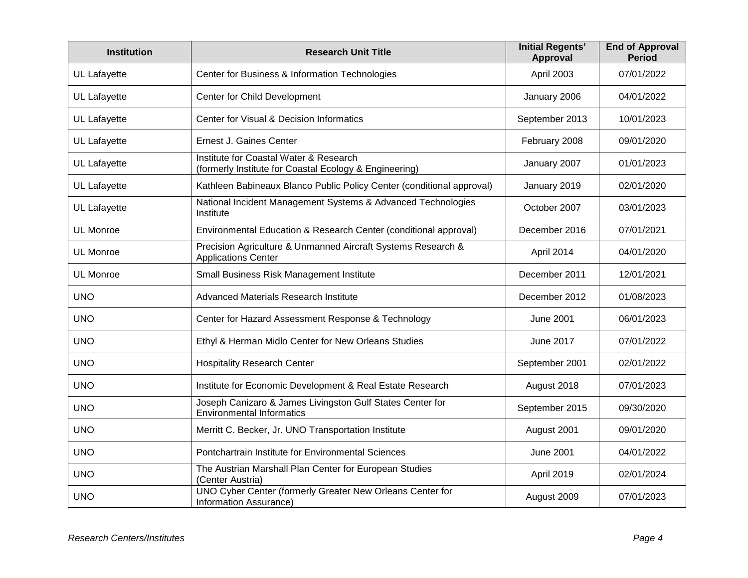| Institution | Research Unit Title | Initial Regents' Approval | End of Approval Period |
|---|---|---|---|
| UL Lafayette | Center for Business & Information Technologies | April 2003 | 07/01/2022 |
| UL Lafayette | Center for Child Development | January 2006 | 04/01/2022 |
| UL Lafayette | Center for Visual & Decision Informatics | September 2013 | 10/01/2023 |
| UL Lafayette | Ernest J. Gaines Center | February 2008 | 09/01/2020 |
| UL Lafayette | Institute for Coastal Water & Research (formerly Institute for Coastal Ecology & Engineering) | January 2007 | 01/01/2023 |
| UL Lafayette | Kathleen Babineaux Blanco Public Policy Center (conditional approval) | January 2019 | 02/01/2020 |
| UL Lafayette | National Incident Management Systems & Advanced Technologies Institute | October 2007 | 03/01/2023 |
| UL Monroe | Environmental Education & Research Center (conditional approval) | December 2016 | 07/01/2021 |
| UL Monroe | Precision Agriculture & Unmanned Aircraft Systems Research & Applications Center | April 2014 | 04/01/2020 |
| UL Monroe | Small Business Risk Management Institute | December 2011 | 12/01/2021 |
| UNO | Advanced Materials Research Institute | December 2012 | 01/08/2023 |
| UNO | Center for Hazard Assessment Response & Technology | June 2001 | 06/01/2023 |
| UNO | Ethyl & Herman Midlo Center for New Orleans Studies | June 2017 | 07/01/2022 |
| UNO | Hospitality Research Center | September 2001 | 02/01/2022 |
| UNO | Institute for Economic Development & Real Estate Research | August 2018 | 07/01/2023 |
| UNO | Joseph Canizaro & James Livingston Gulf States Center for Environmental Informatics | September 2015 | 09/30/2020 |
| UNO | Merritt C. Becker, Jr. UNO Transportation Institute | August 2001 | 09/01/2020 |
| UNO | Pontchartrain Institute for Environmental Sciences | June 2001 | 04/01/2022 |
| UNO | The Austrian Marshall Plan Center for European Studies (Center Austria) | April 2019 | 02/01/2024 |
| UNO | UNO Cyber Center (formerly Greater New Orleans Center for Information Assurance) | August 2009 | 07/01/2023 |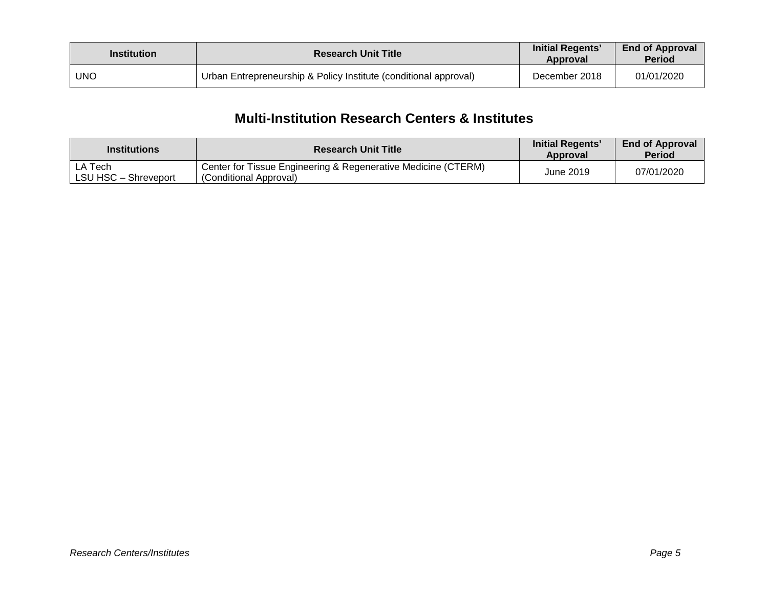| Institution | Research Unit Title | Initial Regents' Approval | End of Approval Period |
| --- | --- | --- | --- |
| UNO | Urban Entrepreneurship & Policy Institute (conditional approval) | December 2018 | 01/01/2020 |

## Multi-Institution Research Centers & Institutes

| Institutions | Research Unit Title | Initial Regents' Approval | End of Approval Period |
| --- | --- | --- | --- |
| LA Tech<br>LSU HSC – Shreveport | Center for Tissue Engineering & Regenerative Medicine (CTERM) (Conditional Approval) | June 2019 | 07/01/2020 |